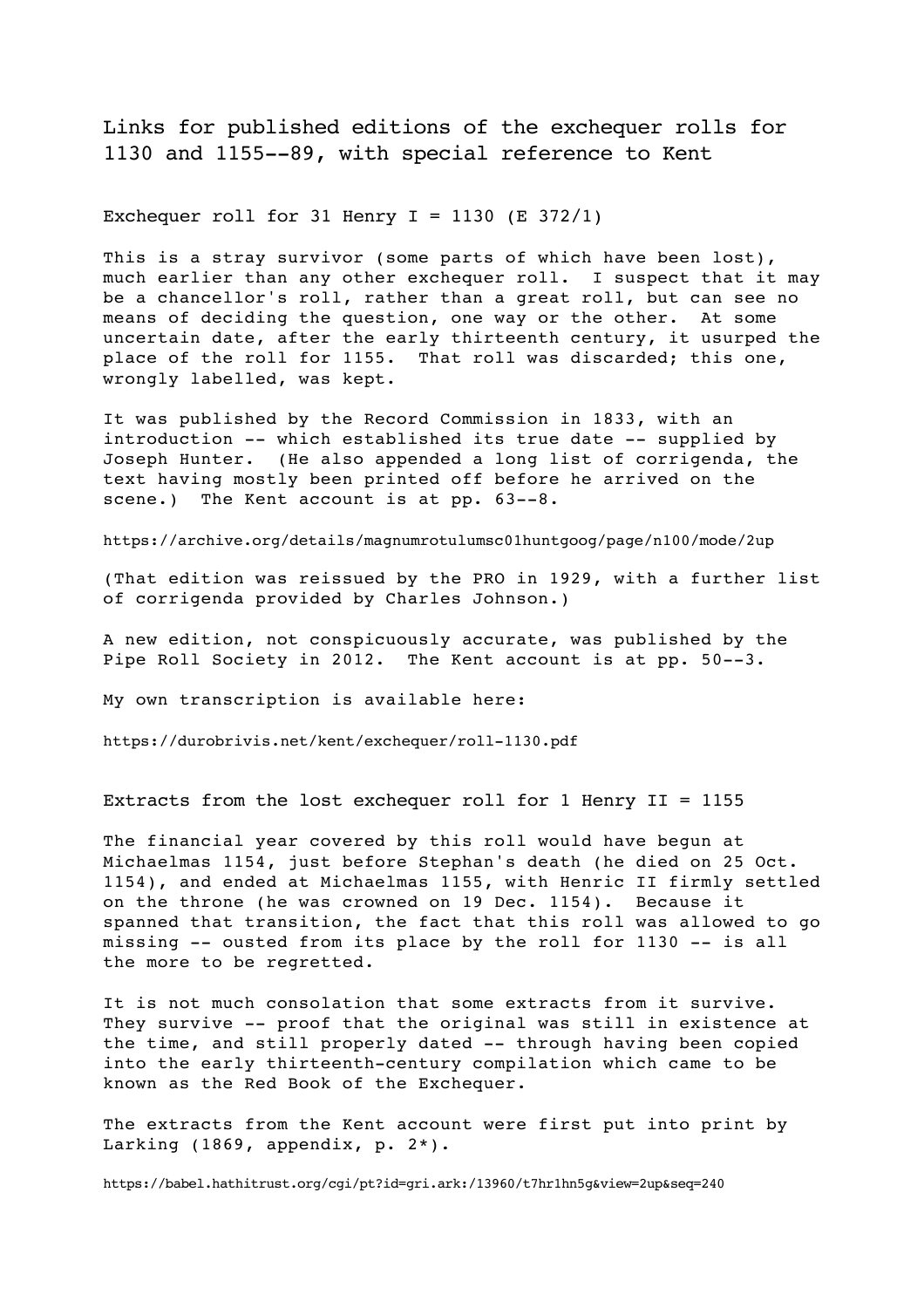# Links for published editions of the exchequer rolls for 1130 and 1155--89, with special reference to Kent

## Exchequer roll for 31 Henry I = 1130 (E 372/1)

This is a stray survivor (some parts of which have been lost), much earlier than any other exchequer roll. I suspect that it may be a chancellor's roll, rather than a great roll, but can see no means of deciding the question, one way or the other. At some uncertain date, after the early thirteenth century, it usurped the place of the roll for 1155. That roll was discarded; this one, wrongly labelled, was kept.

It was published by the Record Commission in 1833, with an introduction -- which established its true date -- supplied by Joseph Hunter. (He also appended a long list of corrigenda, the text having mostly been printed off before he arrived on the scene.) The Kent account is at pp. 63--8.

https://archive.org/details/magnumrotulumsc01huntgoog/page/n100/mode/2up

(That edition was reissued by the PRO in 1929, with a further list of corrigenda provided by Charles Johnson.)

A new edition, not conspicuously accurate, was published by the Pipe Roll Society in 2012. The Kent account is at pp. 50--3.

My own transcription is available here:

https://durobrivis.net/kent/exchequer/roll-1130.pdf

## Extracts from the lost exchequer roll for 1 Henry II = 1155

The financial year covered by this roll would have begun at Michaelmas 1154, just before Stephan's death (he died on 25 Oct. 1154), and ended at Michaelmas 1155, with Henric II firmly settled on the throne (he was crowned on 19 Dec. 1154). Because it spanned that transition, the fact that this roll was allowed to go missing -- ousted from its place by the roll for 1130 -- is all the more to be regretted.

It is not much consolation that some extracts from it survive. They survive -- proof that the original was still in existence at the time, and still properly dated -- through having been copied into the early thirteenth-century compilation which came to be known as the Red Book of the Exchequer.

The extracts from the Kent account were first put into print by Larking (1869, appendix, p. 2*).

https://babel.hathitrust.org/cgi/pt?id=gri.ark:/13960/t7hr1hn5g&view=2up&seq=240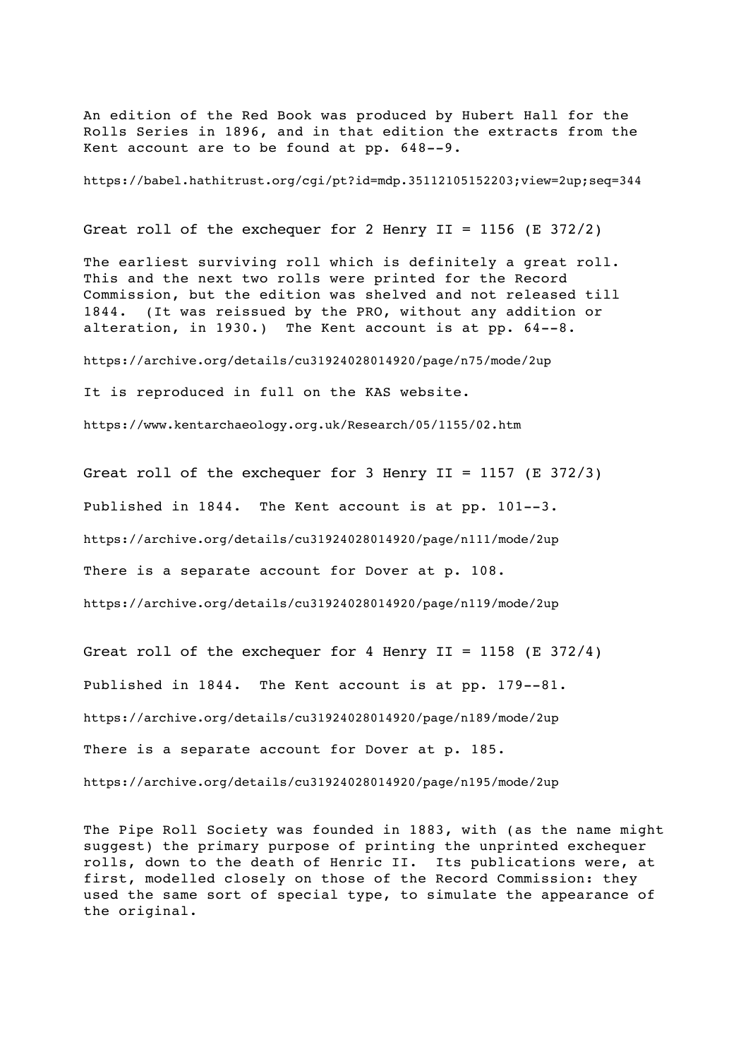An edition of the Red Book was produced by Hubert Hall for the Rolls Series in 1896, and in that edition the extracts from the Kent account are to be found at pp. 648--9.

https://babel.hathitrust.org/cgi/pt?id=mdp.35112105152203;view=2up;seq=344

## Great roll of the exchequer for 2 Henry II = 1156 (E 372/2)

The earliest surviving roll which is definitely a great roll. This and the next two rolls were printed for the Record Commission, but the edition was shelved and not released till 1844. (It was reissued by the PRO, without any addition or alteration, in 1930.) The Kent account is at pp. 64--8.

https://archive.org/details/cu31924028014920/page/n75/mode/2up

It is reproduced in full on the KAS website.

https://www.kentarchaeology.org.uk/Research/05/1155/02.htm

## Great roll of the exchequer for 3 Henry II = 1157 (E 372/3)

Published in 1844. The Kent account is at pp. 101--3.

https://archive.org/details/cu31924028014920/page/n111/mode/2up

There is a separate account for Dover at p. 108.

https://archive.org/details/cu31924028014920/page/n119/mode/2up

## Great roll of the exchequer for 4 Henry II = 1158 (E 372/4)

Published in 1844. The Kent account is at pp. 179--81.

https://archive.org/details/cu31924028014920/page/n189/mode/2up

There is a separate account for Dover at p. 185.

https://archive.org/details/cu31924028014920/page/n195/mode/2up

The Pipe Roll Society was founded in 1883, with (as the name might suggest) the primary purpose of printing the unprinted exchequer rolls, down to the death of Henric II. Its publications were, at first, modelled closely on those of the Record Commission: they used the same sort of special type, to simulate the appearance of the original.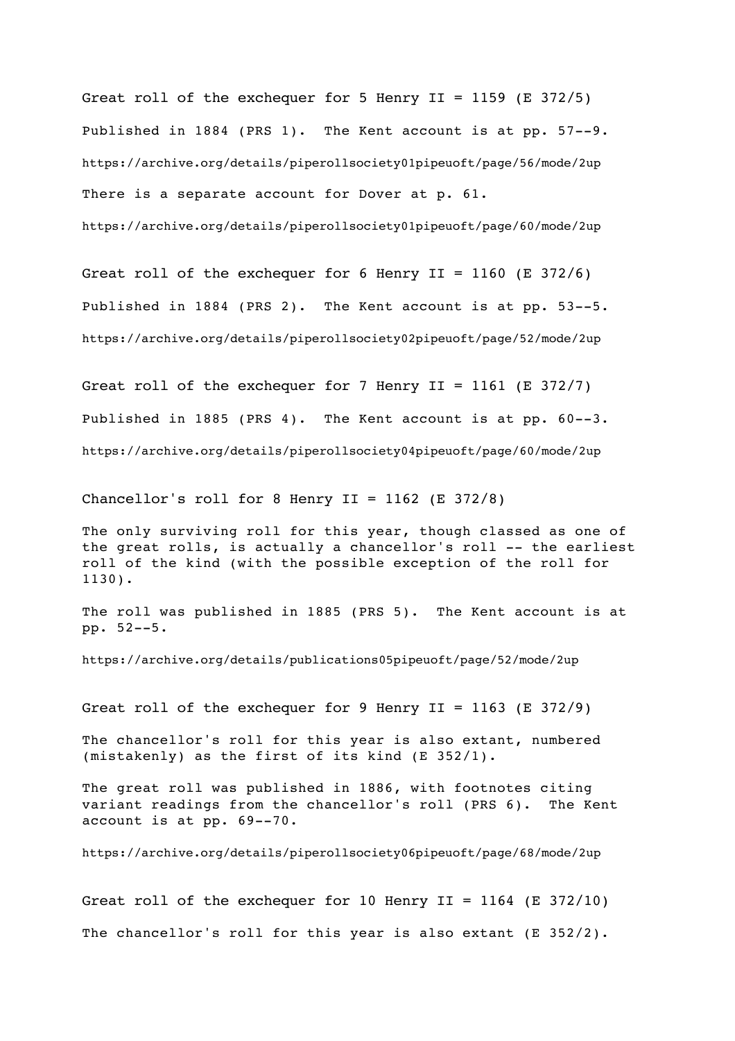Great roll of the exchequer for 5 Henry II = 1159 (E 372/5)

Published in 1884 (PRS 1). The Kent account is at pp. 57--9.

https://archive.org/details/piperollsociety01pipeuoft/page/56/mode/2up

There is a separate account for Dover at p. 61.

https://archive.org/details/piperollsociety01pipeuoft/page/60/mode/2up

Great roll of the exchequer for 6 Henry II = 1160 (E 372/6)

Published in 1884 (PRS 2). The Kent account is at pp. 53--5.

https://archive.org/details/piperollsociety02pipeuoft/page/52/mode/2up

Great roll of the exchequer for 7 Henry II = 1161 (E 372/7)

Published in 1885 (PRS 4). The Kent account is at pp. 60--3.

https://archive.org/details/piperollsociety04pipeuoft/page/60/mode/2up

Chancellor's roll for 8 Henry II = 1162 (E 372/8)

The only surviving roll for this year, though classed as one of the great rolls, is actually a chancellor's roll -- the earliest roll of the kind (with the possible exception of the roll for 1130).

The roll was published in 1885 (PRS 5). The Kent account is at pp. 52--5.

https://archive.org/details/publications05pipeuoft/page/52/mode/2up

Great roll of the exchequer for 9 Henry II = 1163 (E 372/9)

The chancellor's roll for this year is also extant, numbered (mistakenly) as the first of its kind (E 352/1).

The great roll was published in 1886, with footnotes citing variant readings from the chancellor's roll (PRS 6). The Kent account is at pp. 69--70.

https://archive.org/details/piperollsociety06pipeuoft/page/68/mode/2up

Great roll of the exchequer for 10 Henry II = 1164 (E 372/10)

The chancellor's roll for this year is also extant (E 352/2).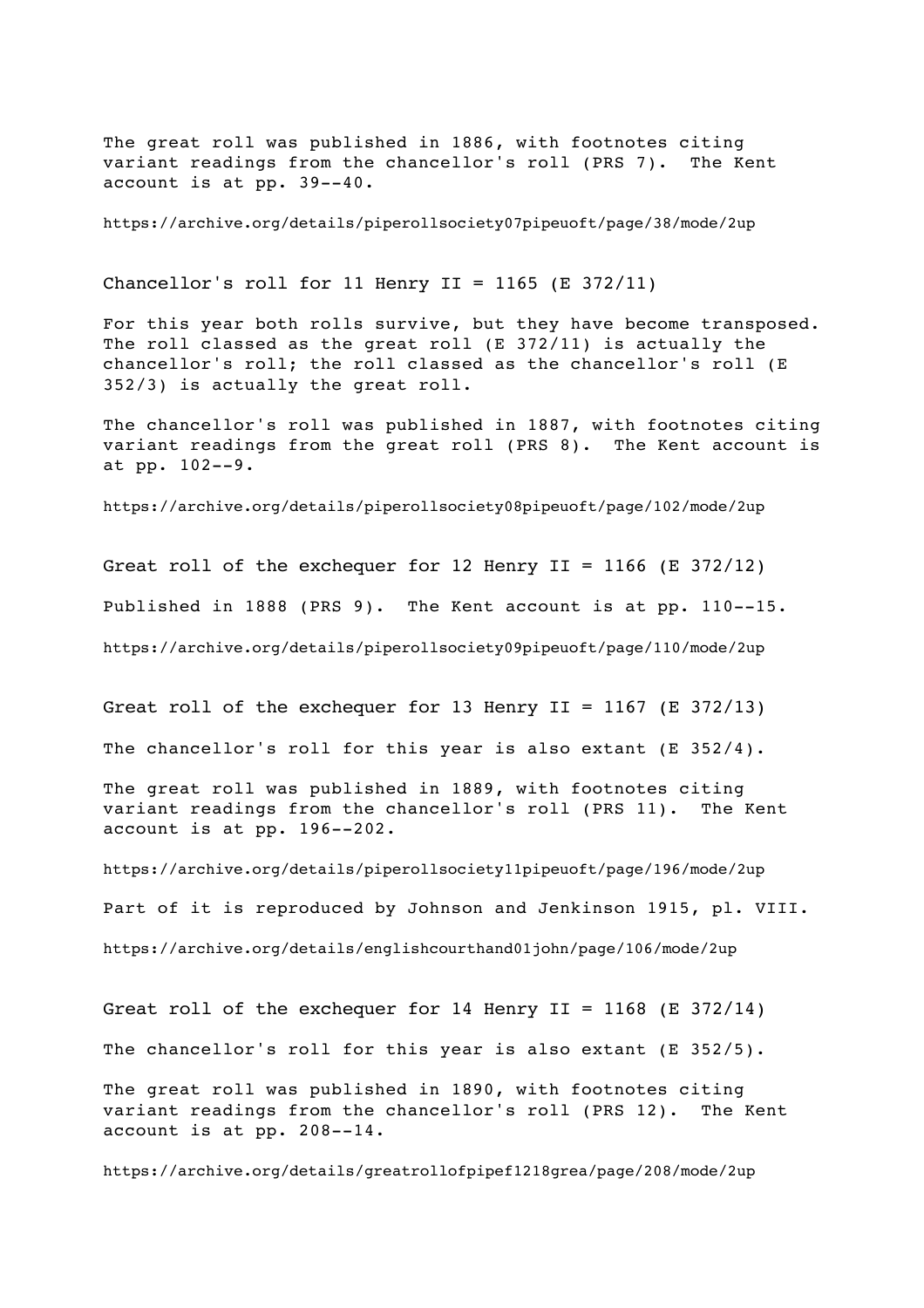The great roll was published in 1886, with footnotes citing variant readings from the chancellor's roll (PRS 7). The Kent account is at pp. 39--40.

https://archive.org/details/piperollsociety07pipeuoft/page/38/mode/2up

## Chancellor's roll for 11 Henry II = 1165 (E 372/11)

For this year both rolls survive, but they have become transposed. The roll classed as the great roll (E 372/11) is actually the chancellor's roll; the roll classed as the chancellor's roll (E 352/3) is actually the great roll.

The chancellor's roll was published in 1887, with footnotes citing variant readings from the great roll (PRS 8). The Kent account is at pp. 102--9.

https://archive.org/details/piperollsociety08pipeuoft/page/102/mode/2up

## Great roll of the exchequer for 12 Henry II = 1166 (E 372/12)

Published in 1888 (PRS 9). The Kent account is at pp. 110--15.

https://archive.org/details/piperollsociety09pipeuoft/page/110/mode/2up

## Great roll of the exchequer for 13 Henry II = 1167 (E 372/13)

The chancellor's roll for this year is also extant (E 352/4).

The great roll was published in 1889, with footnotes citing variant readings from the chancellor's roll (PRS 11). The Kent account is at pp. 196--202.

https://archive.org/details/piperollsociety11pipeuoft/page/196/mode/2up

Part of it is reproduced by Johnson and Jenkinson 1915, pl. VIII.

https://archive.org/details/englishcourthand01john/page/106/mode/2up

## Great roll of the exchequer for 14 Henry II = 1168 (E 372/14)

The chancellor's roll for this year is also extant (E 352/5).

The great roll was published in 1890, with footnotes citing variant readings from the chancellor's roll (PRS 12). The Kent account is at pp. 208--14.

https://archive.org/details/greatrollofpipef1218grea/page/208/mode/2up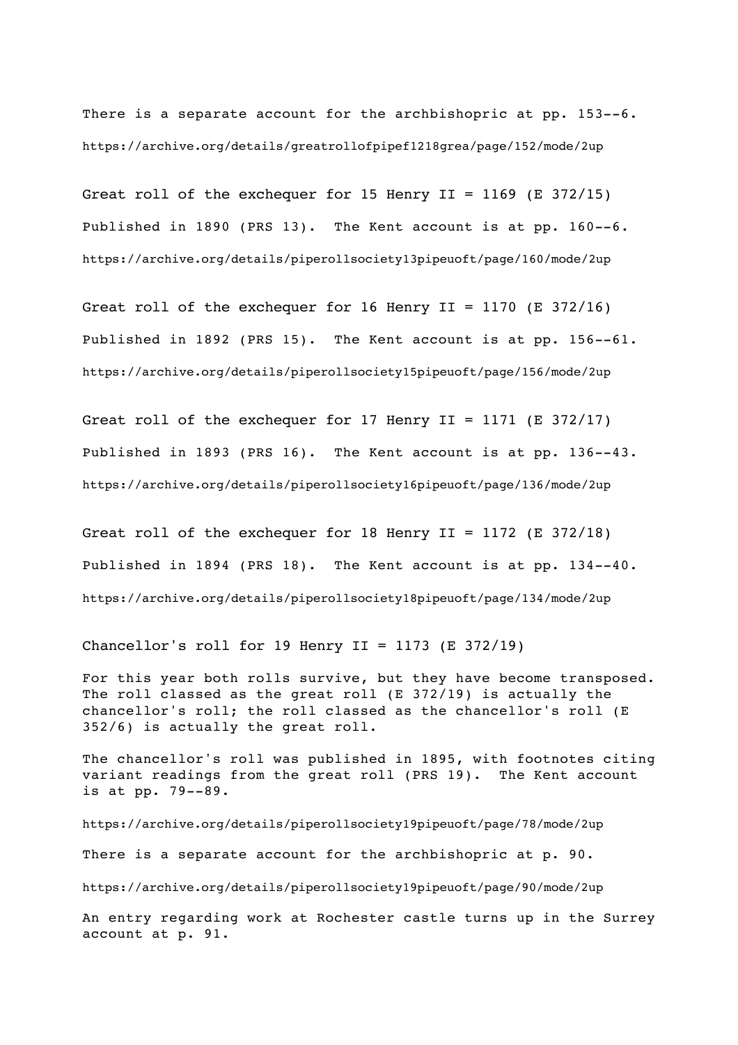There is a separate account for the archbishopric at pp. 153--6.

https://archive.org/details/greatrollofpipef1218grea/page/152/mode/2up

Great roll of the exchequer for 15 Henry II = 1169 (E 372/15)

Published in 1890 (PRS 13). The Kent account is at pp. 160--6.

https://archive.org/details/piperollsociety13pipeuoft/page/160/mode/2up

Great roll of the exchequer for 16 Henry II = 1170 (E 372/16)

Published in 1892 (PRS 15). The Kent account is at pp. 156--61.

https://archive.org/details/piperollsociety15pipeuoft/page/156/mode/2up

Great roll of the exchequer for 17 Henry II = 1171 (E 372/17)

Published in 1893 (PRS 16). The Kent account is at pp. 136--43.

https://archive.org/details/piperollsociety16pipeuoft/page/136/mode/2up

Great roll of the exchequer for 18 Henry II = 1172 (E 372/18)

Published in 1894 (PRS 18). The Kent account is at pp. 134--40.

https://archive.org/details/piperollsociety18pipeuoft/page/134/mode/2up

Chancellor's roll for 19 Henry II = 1173 (E 372/19)

For this year both rolls survive, but they have become transposed. The roll classed as the great roll (E 372/19) is actually the chancellor's roll; the roll classed as the chancellor's roll (E 352/6) is actually the great roll.

The chancellor's roll was published in 1895, with footnotes citing variant readings from the great roll (PRS 19). The Kent account is at pp. 79--89.

https://archive.org/details/piperollsociety19pipeuoft/page/78/mode/2up

There is a separate account for the archbishopric at p. 90.

https://archive.org/details/piperollsociety19pipeuoft/page/90/mode/2up

An entry regarding work at Rochester castle turns up in the Surrey account at p. 91.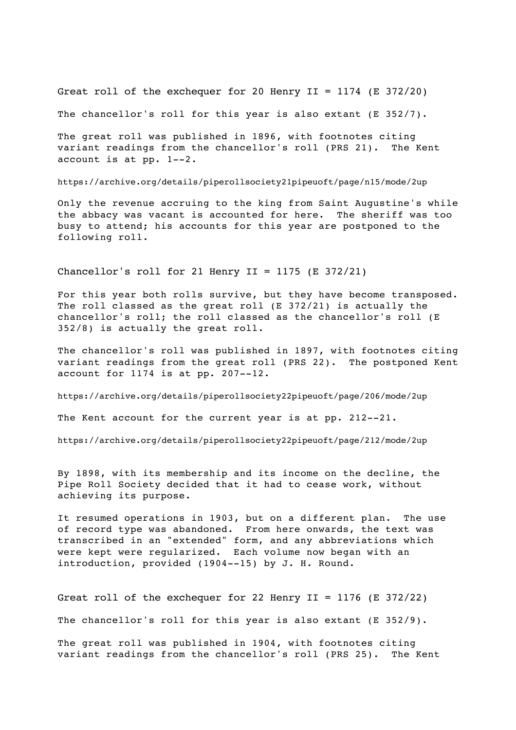Great roll of the exchequer for 20 Henry II = 1174 (E 372/20)

The chancellor's roll for this year is also extant (E 352/7).

The great roll was published in 1896, with footnotes citing variant readings from the chancellor's roll (PRS 21). The Kent account is at pp. 1--2.

https://archive.org/details/piperollsociety21pipeuoft/page/n15/mode/2up

Only the revenue accruing to the king from Saint Augustine's while the abbacy was vacant is accounted for here. The sheriff was too busy to attend; his accounts for this year are postponed to the following roll.

Chancellor's roll for 21 Henry II = 1175 (E 372/21)

For this year both rolls survive, but they have become transposed. The roll classed as the great roll (E 372/21) is actually the chancellor's roll; the roll classed as the chancellor's roll (E 352/8) is actually the great roll.

The chancellor's roll was published in 1897, with footnotes citing variant readings from the great roll (PRS 22). The postponed Kent account for 1174 is at pp. 207--12.

https://archive.org/details/piperollsociety22pipeuoft/page/206/mode/2up

The Kent account for the current year is at pp. 212--21.

https://archive.org/details/piperollsociety22pipeuoft/page/212/mode/2up

By 1898, with its membership and its income on the decline, the Pipe Roll Society decided that it had to cease work, without achieving its purpose.

It resumed operations in 1903, but on a different plan. The use of record type was abandoned. From here onwards, the text was transcribed in an "extended" form, and any abbreviations which were kept were regularized. Each volume now began with an introduction, provided (1904--15) by J. H. Round.

Great roll of the exchequer for 22 Henry II = 1176 (E 372/22)

The chancellor's roll for this year is also extant (E 352/9).

The great roll was published in 1904, with footnotes citing variant readings from the chancellor's roll (PRS 25). The Kent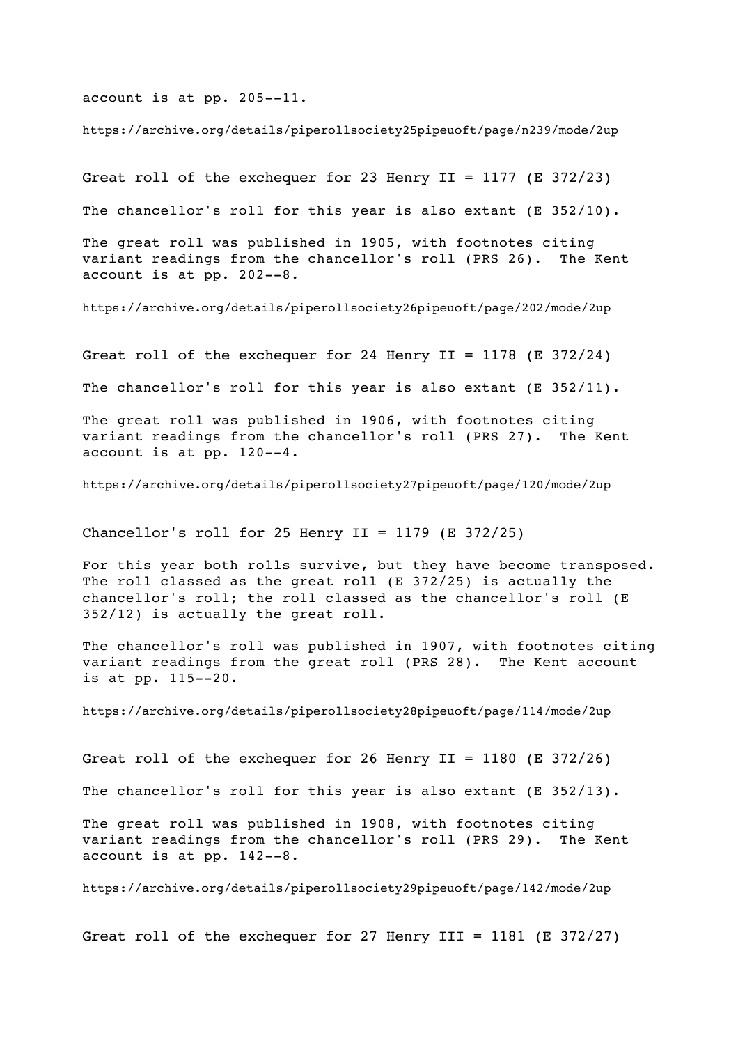account is at pp. 205--11.

https://archive.org/details/piperollsociety25pipeuoft/page/n239/mode/2up

## Great roll of the exchequer for 23 Henry II = 1177 (E 372/23)

The chancellor's roll for this year is also extant (E 352/10).

The great roll was published in 1905, with footnotes citing variant readings from the chancellor's roll (PRS 26). The Kent account is at pp. 202--8.

https://archive.org/details/piperollsociety26pipeuoft/page/202/mode/2up

## Great roll of the exchequer for 24 Henry II = 1178 (E 372/24)

The chancellor's roll for this year is also extant (E 352/11).

The great roll was published in 1906, with footnotes citing variant readings from the chancellor's roll (PRS 27). The Kent account is at pp. 120--4.

https://archive.org/details/piperollsociety27pipeuoft/page/120/mode/2up

## Chancellor's roll for 25 Henry II = 1179 (E 372/25)

For this year both rolls survive, but they have become transposed. The roll classed as the great roll (E 372/25) is actually the chancellor's roll; the roll classed as the chancellor's roll (E 352/12) is actually the great roll.

The chancellor's roll was published in 1907, with footnotes citing variant readings from the great roll (PRS 28). The Kent account is at pp. 115--20.

https://archive.org/details/piperollsociety28pipeuoft/page/114/mode/2up

## Great roll of the exchequer for 26 Henry II = 1180 (E 372/26)

The chancellor's roll for this year is also extant (E 352/13).

The great roll was published in 1908, with footnotes citing variant readings from the chancellor's roll (PRS 29). The Kent account is at pp. 142--8.

https://archive.org/details/piperollsociety29pipeuoft/page/142/mode/2up

## Great roll of the exchequer for 27 Henry III = 1181 (E 372/27)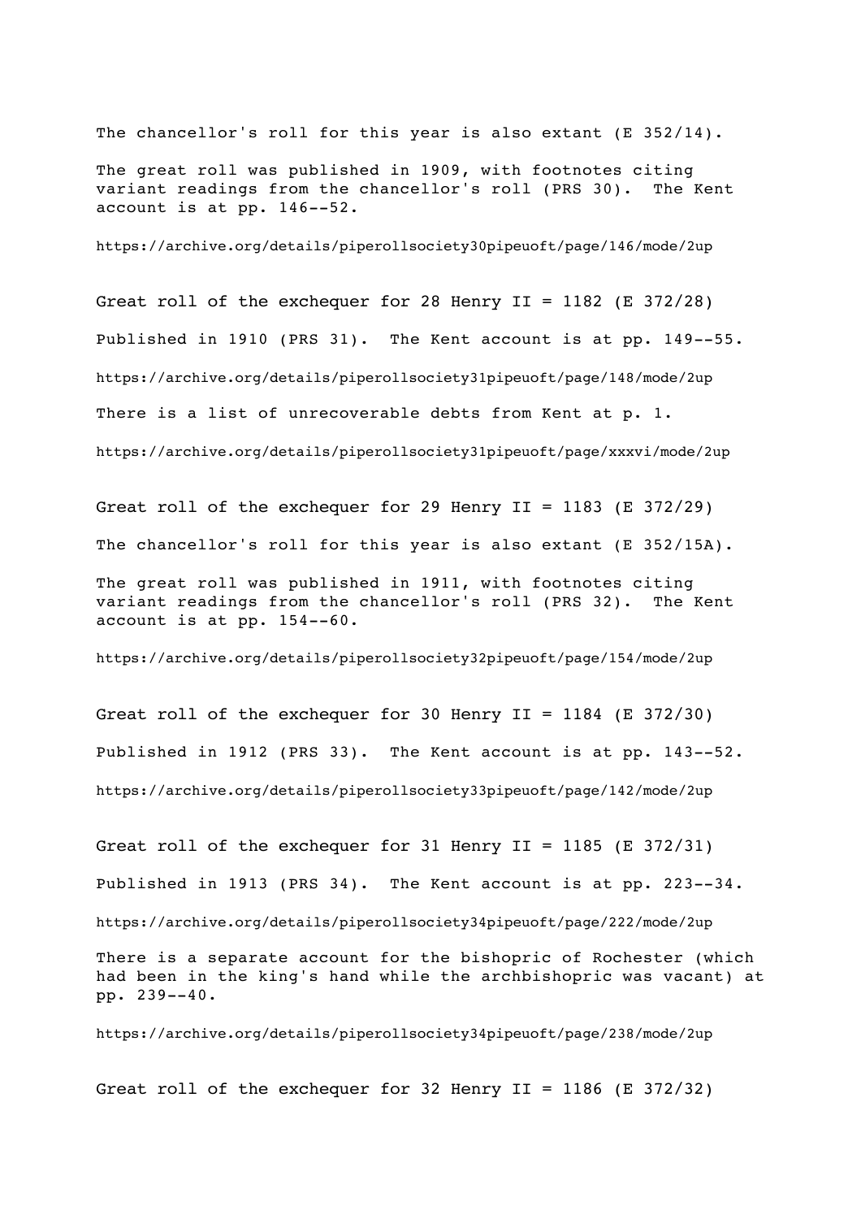The chancellor's roll for this year is also extant (E 352/14).

The great roll was published in 1909, with footnotes citing variant readings from the chancellor's roll (PRS 30). The Kent account is at pp. 146--52.

https://archive.org/details/piperollsociety30pipeuoft/page/146/mode/2up

## Great roll of the exchequer for 28 Henry II = 1182 (E 372/28)

Published in 1910 (PRS 31). The Kent account is at pp. 149--55.

https://archive.org/details/piperollsociety31pipeuoft/page/148/mode/2up

There is a list of unrecoverable debts from Kent at p. l.

https://archive.org/details/piperollsociety31pipeuoft/page/xxxvi/mode/2up

## Great roll of the exchequer for 29 Henry II = 1183 (E 372/29)

The chancellor's roll for this year is also extant (E 352/15A).

The great roll was published in 1911, with footnotes citing variant readings from the chancellor's roll (PRS 32). The Kent account is at pp. 154--60.

https://archive.org/details/piperollsociety32pipeuoft/page/154/mode/2up

## Great roll of the exchequer for 30 Henry II = 1184 (E 372/30)

Published in 1912 (PRS 33). The Kent account is at pp. 143--52.

https://archive.org/details/piperollsociety33pipeuoft/page/142/mode/2up

## Great roll of the exchequer for 31 Henry II = 1185 (E 372/31)

Published in 1913 (PRS 34). The Kent account is at pp. 223--34.

https://archive.org/details/piperollsociety34pipeuoft/page/222/mode/2up

There is a separate account for the bishopric of Rochester (which had been in the king's hand while the archbishopric was vacant) at pp. 239--40.

https://archive.org/details/piperollsociety34pipeuoft/page/238/mode/2up

## Great roll of the exchequer for 32 Henry II = 1186 (E 372/32)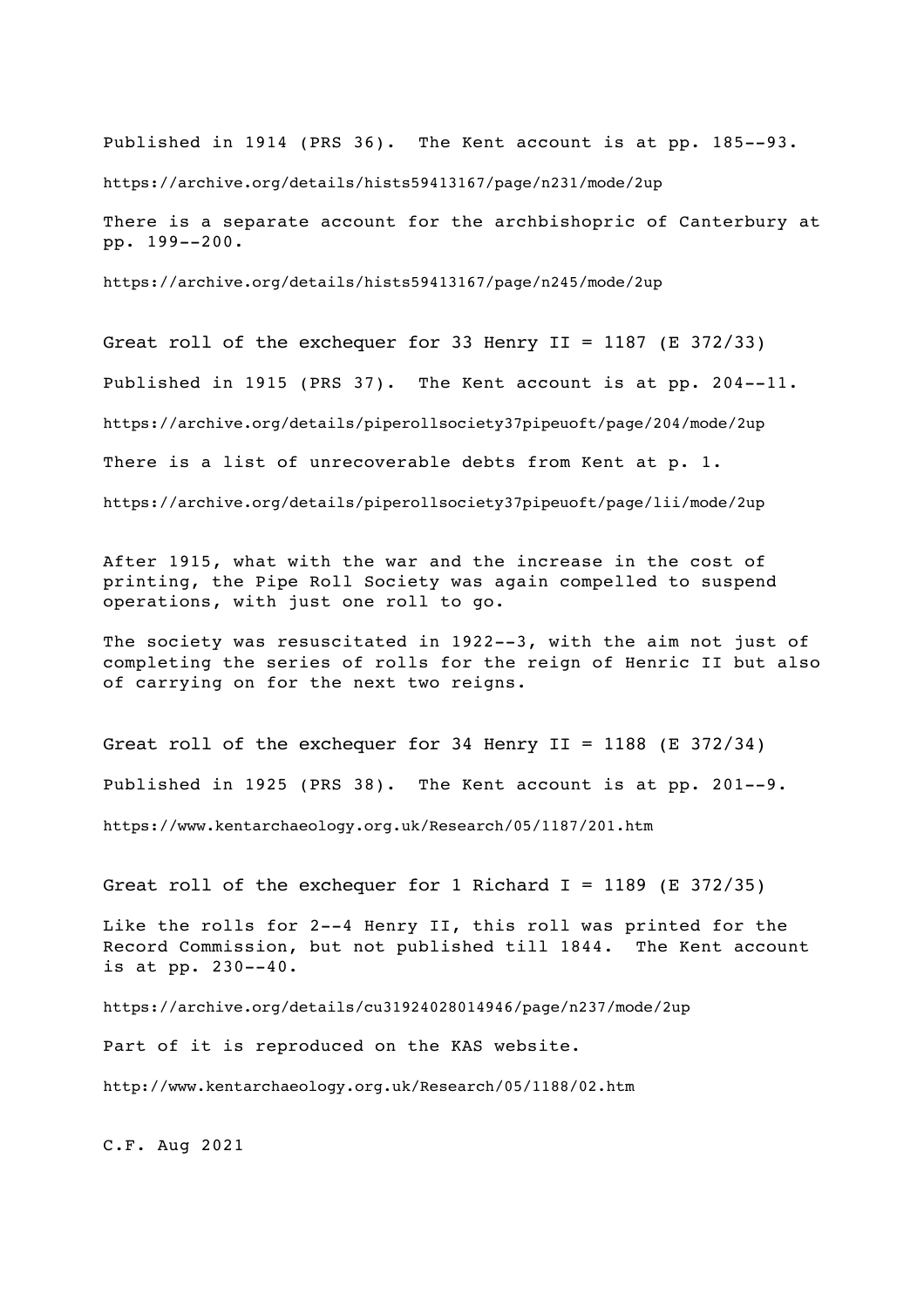Published in 1914 (PRS 36). The Kent account is at pp. 185--93.

https://archive.org/details/hists59413167/page/n231/mode/2up

There is a separate account for the archbishopric of Canterbury at pp. 199--200.

https://archive.org/details/hists59413167/page/n245/mode/2up

## Great roll of the exchequer for 33 Henry II = 1187 (E 372/33)

Published in 1915 (PRS 37). The Kent account is at pp. 204--11.

https://archive.org/details/piperollsociety37pipeuoft/page/204/mode/2up

There is a list of unrecoverable debts from Kent at p. l.

https://archive.org/details/piperollsociety37pipeuoft/page/lii/mode/2up

After 1915, what with the war and the increase in the cost of printing, the Pipe Roll Society was again compelled to suspend operations, with just one roll to go.

The society was resuscitated in 1922--3, with the aim not just of completing the series of rolls for the reign of Henric II but also of carrying on for the next two reigns.

## Great roll of the exchequer for 34 Henry II = 1188 (E 372/34)

Published in 1925 (PRS 38). The Kent account is at pp. 201--9.

https://www.kentarchaeology.org.uk/Research/05/1187/201.htm

## Great roll of the exchequer for 1 Richard I = 1189 (E 372/35)

Like the rolls for 2--4 Henry II, this roll was printed for the Record Commission, but not published till 1844. The Kent account is at pp. 230--40.

https://archive.org/details/cu31924028014946/page/n237/mode/2up

Part of it is reproduced on the KAS website.

http://www.kentarchaeology.org.uk/Research/05/1188/02.htm

C.F. Aug 2021